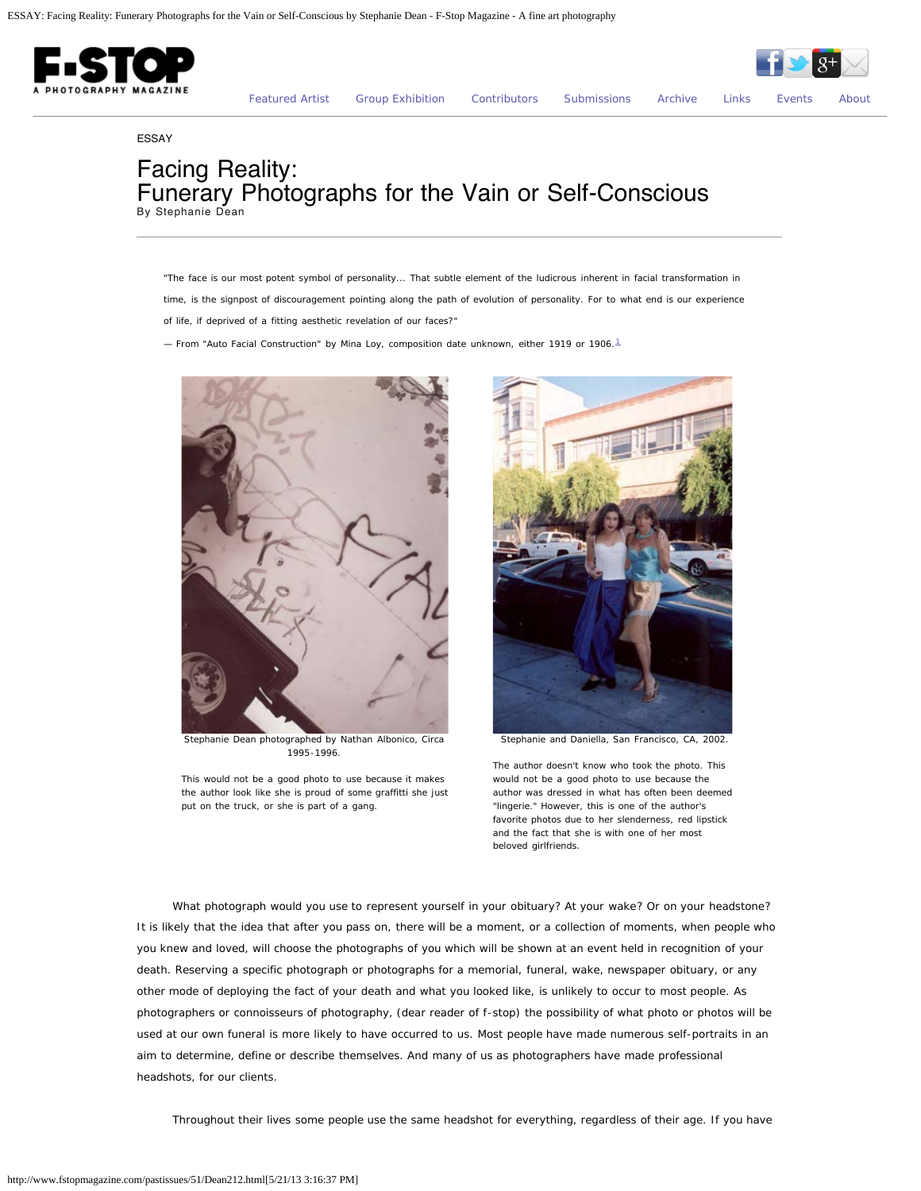ESSAY

# Facing Reality: Funerary Photographs for the Vain or Self-Conscious

By Stephanie Dean

> "The face is our most potent symbol of personality... That subtle element of the ludicrous inherent in facial transformation in time, is the signpost of discouragement pointing along the path of evolution of personality. For to what end is our experience of life, if deprived of a fitting aesthetic revelation of our faces?"
>
> — From "Auto Facial Construction" by Mina Loy, composition date unknown, either 1919 or 1906.[1]

Stephanie Dean photographed by Nathan Albonico, Circa 1995-1996.

This would not be a good photo to use because it makes the author look like she is proud of some graffitti she just put on the truck, or she is part of a gang.

Stephanie and Daniella, San Francisco, CA, 2002.

The author doesn't know who took the photo. This would not be a good photo to use because the author was dressed in what has often been deemed "lingerie." However, this is one of the author's favorite photos due to her slenderness, red lipstick and the fact that she is with one of her most beloved girlfriends.

What photograph would you use to represent yourself in your obituary? At your wake? Or on your headstone? It is likely that the idea that after you pass on, there will be a moment, or a collection of moments, when people who you knew and loved, will choose the photographs of you which will be shown at an event held in recognition of your death. Reserving a specific photograph or photographs for a memorial, funeral, wake, newspaper obituary, or any other mode of deploying the fact of your death and what you looked like, is unlikely to occur to most people. As photographers or connoisseurs of photography, (dear reader of f-stop) the possibility of what photo or photos will be used at our own funeral is more likely to have occurred to us. Most people have made numerous self-portraits in an aim to determine, define or describe themselves. And many of us as photographers have made professional headshots, for our clients.

Throughout their lives some people use the same headshot for everything, regardless of their age. If you have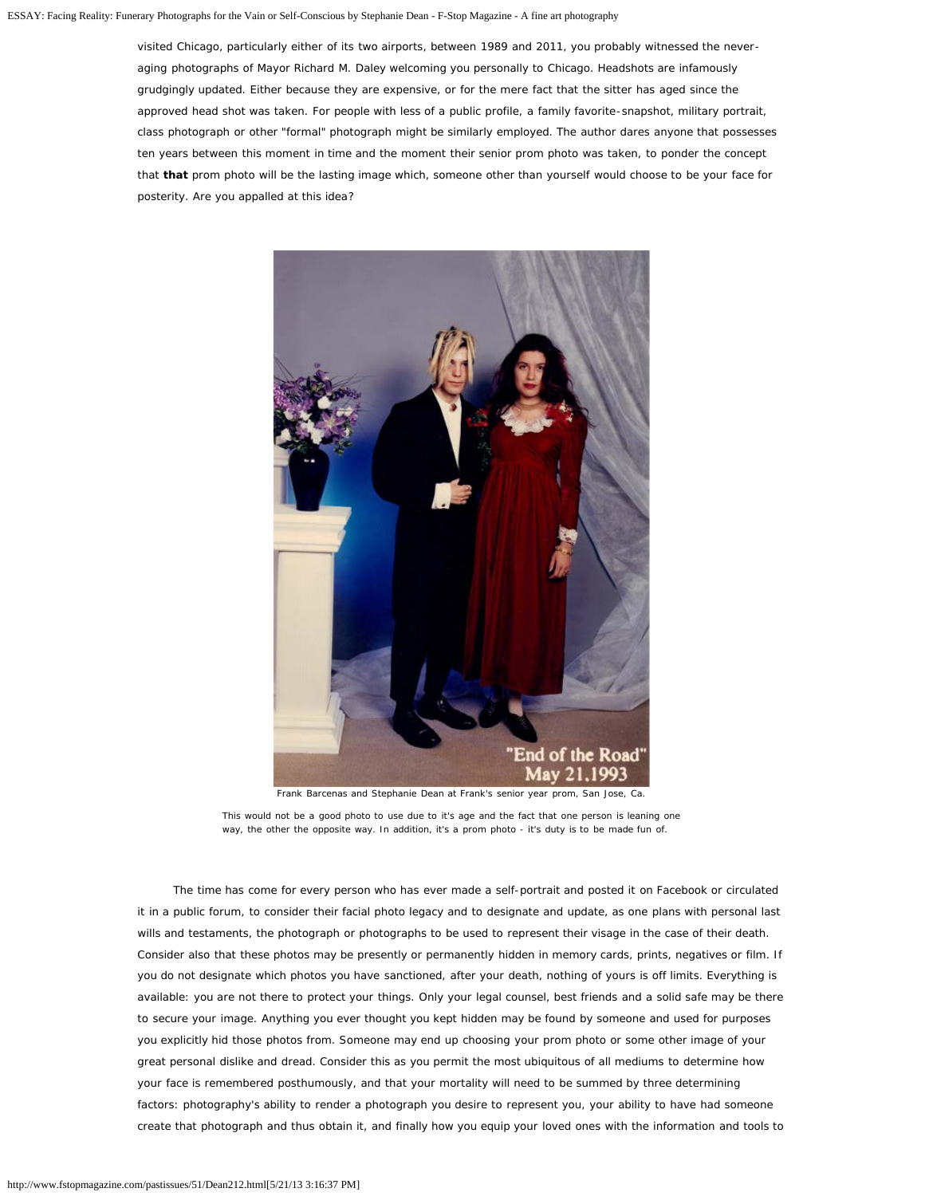visited Chicago, particularly either of its two airports, between 1989 and 2011, you probably witnessed the never-aging photographs of Mayor Richard M. Daley welcoming you personally to Chicago. Headshots are infamously grudgingly updated. Either because they are expensive, or for the mere fact that the sitter has aged since the approved head shot was taken. For people with less of a public profile, a family favorite-snapshot, military portrait, class photograph or other "formal" photograph might be similarly employed. The author dares anyone that possesses ten years between this moment in time and the moment their senior prom photo was taken, to ponder the concept that **that** prom photo will be the lasting image which, someone other than yourself would choose to be your face for posterity. Are you appalled at this idea?

Frank Barcenas and Stephanie Dean at Frank's senior year prom, San Jose, Ca.

This would not be a good photo to use due to it's age and the fact that one person is leaning one way, the other the opposite way. In addition, it's a prom photo - it's duty is to be made fun of.

The time has come for every person who has ever made a self-portrait and posted it on Facebook or circulated it in a public forum, to consider their facial photo legacy and to designate and update, as one plans with personal last wills and testaments, the photograph or photographs to be used to represent their visage in the case of their death. Consider also that these photos may be presently or permanently hidden in memory cards, prints, negatives or film. If you do not designate which photos you have sanctioned, after your death, nothing of yours is off limits. Everything is available: you are not there to protect your things. Only your legal counsel, best friends and a solid safe may be there to secure your image. Anything you ever thought you kept hidden may be found by someone and used for purposes you explicitly hid those photos from. Someone may end up choosing your prom photo or some other image of your great personal dislike and dread. Consider this as you permit the most ubiquitous of all mediums to determine how your face is remembered posthumously, and that your mortality will need to be summed by three determining factors: photography's ability to render a photograph you desire to represent you, your ability to have had someone create that photograph and thus obtain it, and finally how you equip your loved ones with the information and tools to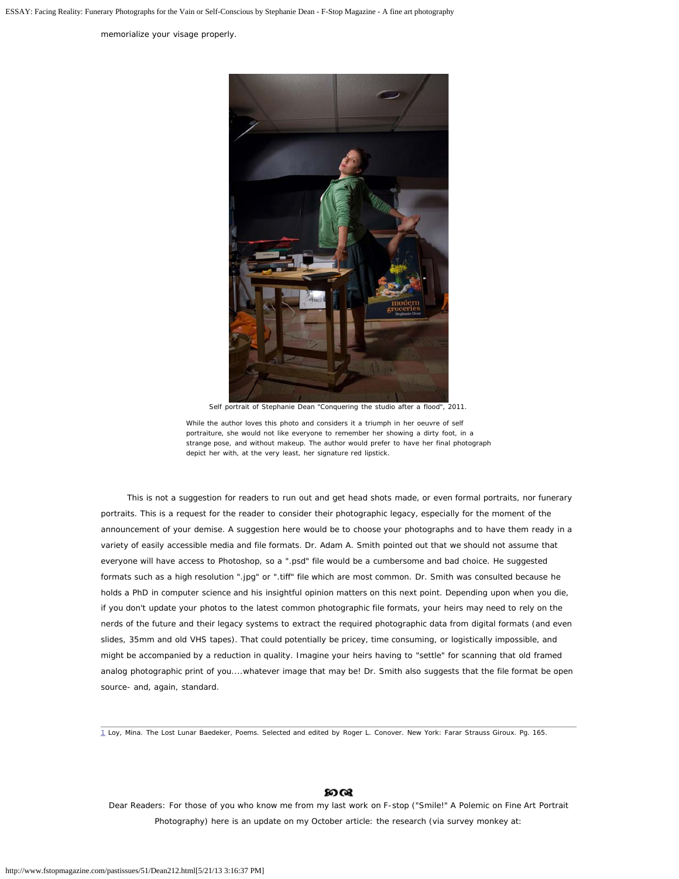memorialize your visage properly.

Self portrait of Stephanie Dean "Conquering the studio after a flood", 2011.

While the author loves this photo and considers it a triumph in her oeuvre of self portraiture, she would not like everyone to remember her showing a dirty foot, in a strange pose, and without makeup. The author would prefer to have her final photograph depict her with, at the very least, her signature red lipstick.

This is not a suggestion for readers to run out and get head shots made, or even formal portraits, nor funerary portraits. This is a request for the reader to consider their photographic legacy, especially for the moment of the announcement of your demise. A suggestion here would be to choose your photographs and to have them ready in a variety of easily accessible media and file formats. Dr. Adam A. Smith pointed out that we should not assume that everyone will have access to Photoshop, so a ".psd" file would be a cumbersome and bad choice. He suggested formats such as a high resolution ".jpg" or ".tiff" file which are most common. Dr. Smith was consulted because he holds a PhD in computer science and his insightful opinion matters on this next point. Depending upon when you die, if you don't update your photos to the latest common photographic file formats, your heirs may need to rely on the nerds of the future and their legacy systems to extract the required photographic data from digital formats (and even slides, 35mm and old VHS tapes). That could potentially be pricey, time consuming, or logistically impossible, and might be accompanied by a reduction in quality. Imagine your heirs having to "settle" for scanning that old framed analog photographic print of you....whatever image that may be! Dr. Smith also suggests that the file format be open source- and, again, standard.

---

1 Loy, Mina. The Lost Lunar Baedeker, Poems. Selected and edited by Roger L. Conover. New York: Farar Strauss Giroux. Pg. 165.

Dear Readers: For those of you who know me from my last work on F-stop ("Smile!" A Polemic on Fine Art Portrait Photography) here is an update on my October article: the research (via survey monkey at: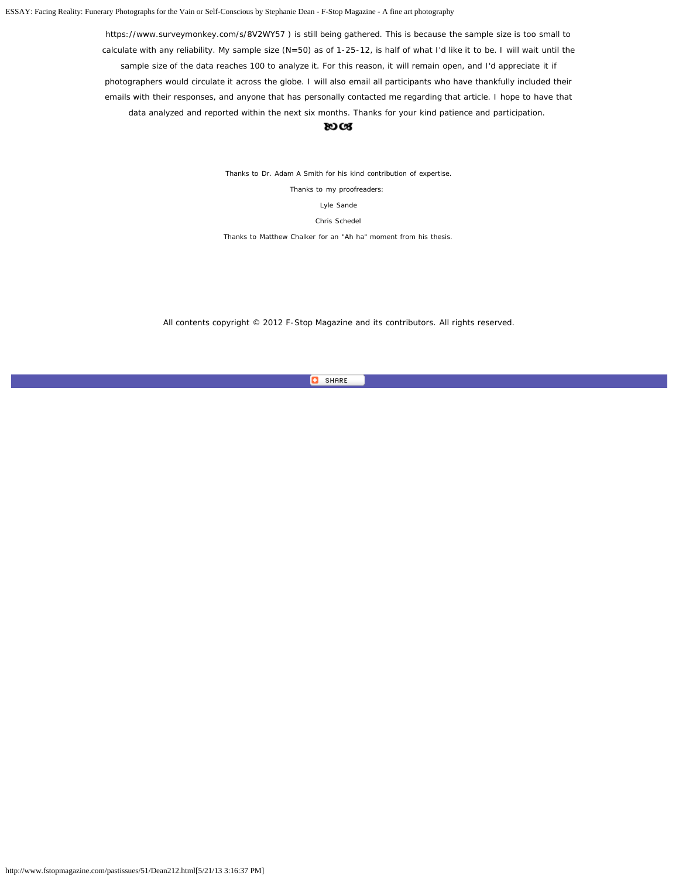https://www.surveymonkey.com/s/8V2WY57 ) is still being gathered. This is because the sample size is too small to calculate with any reliability. My sample size (N=50) as of 1-25-12, is half of what I'd like it to be. I will wait until the sample size of the data reaches 100 to analyze it. For this reason, it will remain open, and I'd appreciate it if photographers would circulate it across the globe. I will also email all participants who have thankfully included their emails with their responses, and anyone that has personally contacted me regarding that article. I hope to have that data analyzed and reported within the next six months. Thanks for your kind patience and participation.

Thanks to Dr. Adam A Smith for his kind contribution of expertise.

Thanks to my proofreaders:

Lyle Sande

Chris Schedel

Thanks to Matthew Chalker for an "Ah ha" moment from his thesis.

All contents copyright © 2012 F-Stop Magazine and its contributors. All rights reserved.